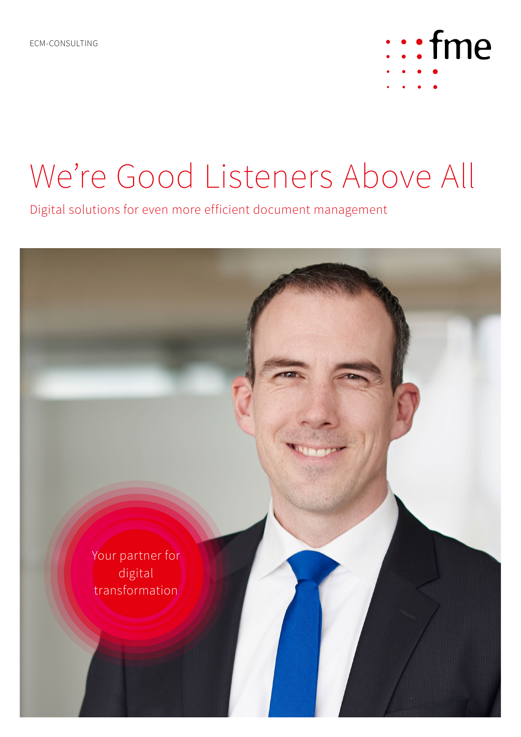ECM-CONSULTING

fme

# We're Good Listeners Above All

Digital solutions for even more efficient document management

Your partner for digital transformation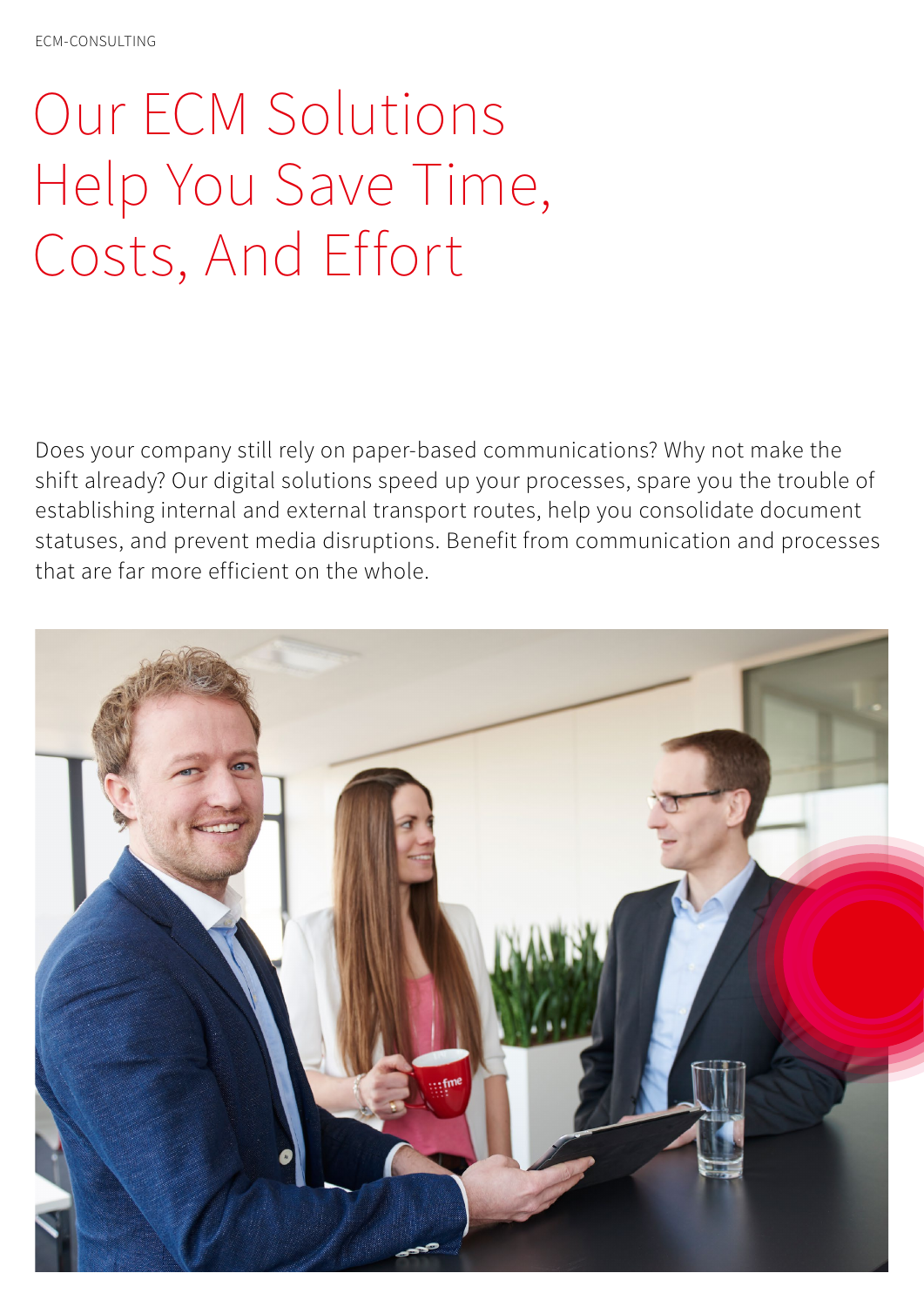ECM-CONSULTING

# Our ECM Solutions Help You Save Time, Costs, And Effort

Does your company still rely on paper-based communications? Why not make the shift already? Our digital solutions speed up your processes, spare you the trouble of establishing internal and external transport routes, help you consolidate document statuses, and prevent media disruptions. Benefit from communication and processes that are far more efficient on the whole.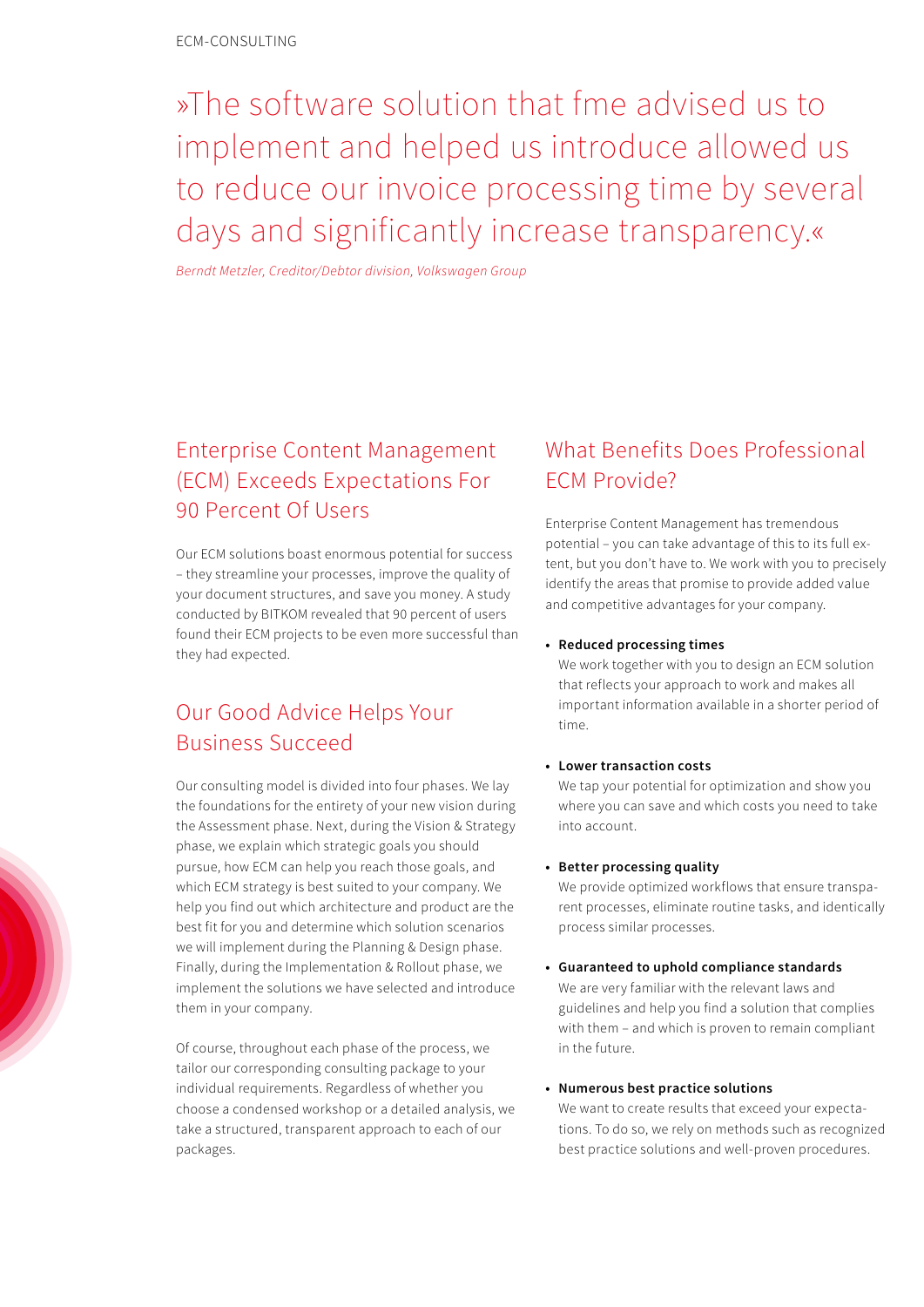»The software solution that fme advised us to implement and helped us introduce allowed us to reduce our invoice processing time by several days and significantly increase transparency.«

*Berndt Metzler, Creditor/Debtor division, Volkswagen Group*

## Enterprise Content Management (ECM) Exceeds Expectations For 90 Percent Of Users

Our ECM solutions boast enormous potential for success – they streamline your processes, improve the quality of your document structures, and save you money. A study conducted by BITKOM revealed that 90 percent of users found their ECM projects to be even more successful than they had expected.

## Our Good Advice Helps Your Business Succeed

Our consulting model is divided into four phases. We lay the foundations for the entirety of your new vision during the Assessment phase. Next, during the Vision & Strategy phase, we explain which strategic goals you should pursue, how ECM can help you reach those goals, and which ECM strategy is best suited to your company. We help you find out which architecture and product are the best fit for you and determine which solution scenarios we will implement during the Planning & Design phase. Finally, during the Implementation & Rollout phase, we implement the solutions we have selected and introduce them in your company.

Of course, throughout each phase of the process, we tailor our corresponding consulting package to your individual requirements. Regardless of whether you choose a condensed workshop or a detailed analysis, we take a structured, transparent approach to each of our packages.

## What Benefits Does Professional ECM Provide?

Enterprise Content Management has tremendous potential – you can take advantage of this to its full extent, but you don't have to. We work with you to precisely identify the areas that promise to provide added value and competitive advantages for your company.

- **Reduced processing times**
  We work together with you to design an ECM solution that reflects your approach to work and makes all important information available in a shorter period of time.

- **Lower transaction costs**
  We tap your potential for optimization and show you where you can save and which costs you need to take into account.

- **Better processing quality**
  We provide optimized workflows that ensure transparent processes, eliminate routine tasks, and identically process similar processes.

- **Guaranteed to uphold compliance standards**
  We are very familiar with the relevant laws and guidelines and help you find a solution that complies with them – and which is proven to remain compliant in the future.

- **Numerous best practice solutions**
  We want to create results that exceed your expectations. To do so, we rely on methods such as recognized best practice solutions and well-proven procedures.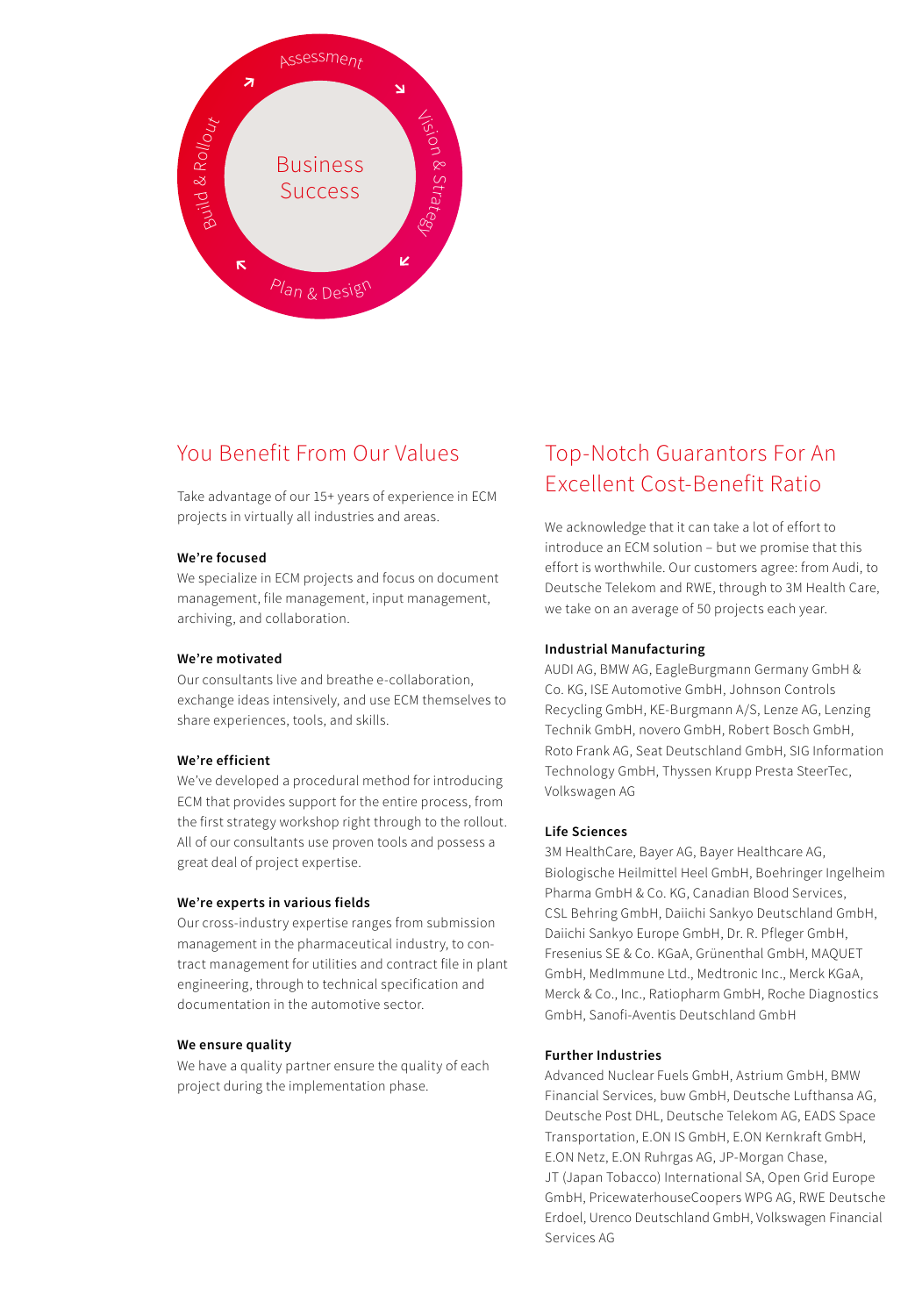Assessment

Vision & Strategy

Plan & Design

Build & Rollout

Business Success

## You Benefit From Our Values

Take advantage of our 15+ years of experience in ECM projects in virtually all industries and areas.

**We're focused**
We specialize in ECM projects and focus on document management, file management, input management, archiving, and collaboration.

**We're motivated**
Our consultants live and breathe e-collaboration, exchange ideas intensively, and use ECM themselves to share experiences, tools, and skills.

**We're efficient**
We've developed a procedural method for introducing ECM that provides support for the entire process, from the first strategy workshop right through to the rollout. All of our consultants use proven tools and possess a great deal of project expertise.

**We're experts in various fields**
Our cross-industry expertise ranges from submission management in the pharmaceutical industry, to contract management for utilities and contract file in plant engineering, through to technical specification and documentation in the automotive sector.

**We ensure quality**
We have a quality partner ensure the quality of each project during the implementation phase.

## Top-Notch Guarantors For An Excellent Cost-Benefit Ratio

We acknowledge that it can take a lot of effort to introduce an ECM solution – but we promise that this effort is worthwhile. Our customers agree: from Audi, to Deutsche Telekom and RWE, through to 3M Health Care, we take on an average of 50 projects each year.

**Industrial Manufacturing**
AUDI AG, BMW AG, EagleBurgmann Germany GmbH & Co. KG, ISE Automotive GmbH, Johnson Controls Recycling GmbH, KE-Burgmann A/S, Lenze AG, Lenzing Technik GmbH, novero GmbH, Robert Bosch GmbH, Roto Frank AG, Seat Deutschland GmbH, SIG Information Technology GmbH, Thyssen Krupp Presta SteerTec, Volkswagen AG

**Life Sciences**
3M HealthCare, Bayer AG, Bayer Healthcare AG, Biologische Heilmittel Heel GmbH, Boehringer Ingelheim Pharma GmbH & Co. KG, Canadian Blood Services, CSL Behring GmbH, Daiichi Sankyo Deutschland GmbH, Daiichi Sankyo Europe GmbH, Dr. R. Pfleger GmbH, Fresenius SE & Co. KGaA, Grünenthal GmbH, MAQUET GmbH, MedImmune Ltd., Medtronic Inc., Merck KGaA, Merck & Co., Inc., Ratiopharm GmbH, Roche Diagnostics GmbH, Sanofi-Aventis Deutschland GmbH

**Further Industries**
Advanced Nuclear Fuels GmbH, Astrium GmbH, BMW Financial Services, buw GmbH, Deutsche Lufthansa AG, Deutsche Post DHL, Deutsche Telekom AG, EADS Space Transportation, E.ON IS GmbH, E.ON Kernkraft GmbH, E.ON Netz, E.ON Ruhrgas AG, JP-Morgan Chase, JT (Japan Tobacco) International SA, Open Grid Europe GmbH, PricewaterhouseCoopers WPG AG, RWE Deutsche Erdoel, Urenco Deutschland GmbH, Volkswagen Financial Services AG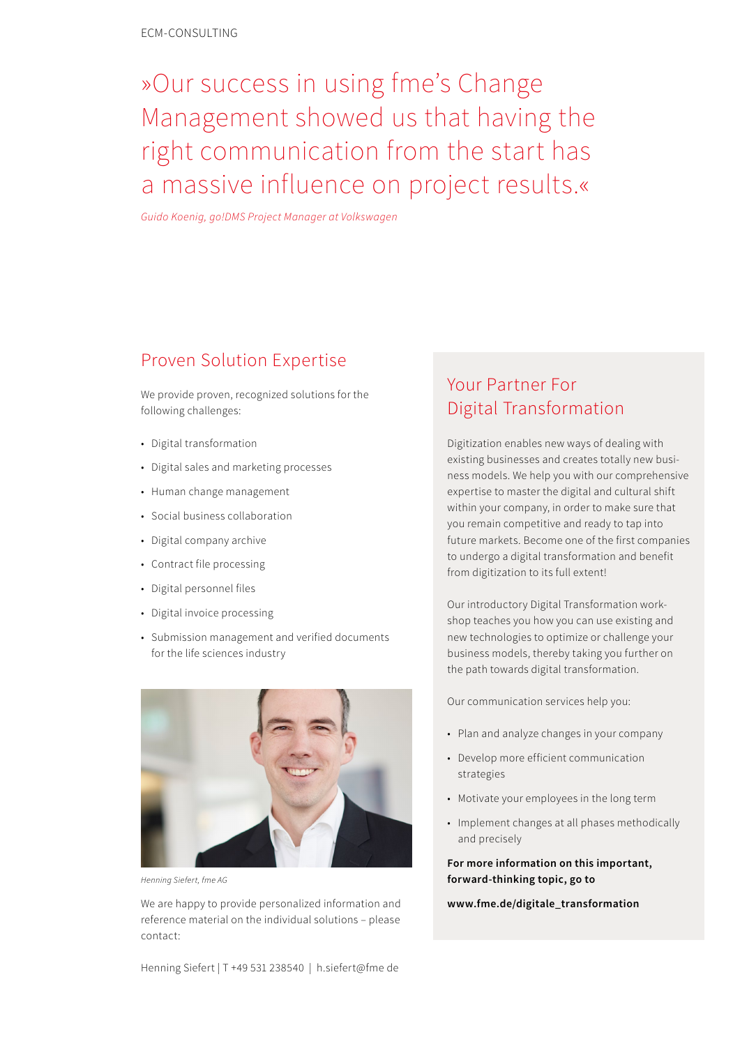ECM-CONSULTING

# »Our success in using fme's Change Management showed us that having the right communication from the start has a massive influence on project results.«

*Guido Koenig, go!DMS Project Manager at Volkswagen*

## Proven Solution Expertise

We provide proven, recognized solutions for the following challenges:

- Digital transformation
- Digital sales and marketing processes
- Human change management
- Social business collaboration
- Digital company archive
- Contract file processing
- Digital personnel files
- Digital invoice processing
- Submission management and verified documents for the life sciences industry

*Henning Siefert, fme AG*

We are happy to provide personalized information and reference material on the individual solutions – please contact:

Henning Siefert | T +49 531 238540 | h.siefert@fme de

## Your Partner For Digital Transformation

Digitization enables new ways of dealing with existing businesses and creates totally new business models. We help you with our comprehensive expertise to master the digital and cultural shift within your company, in order to make sure that you remain competitive and ready to tap into future markets. Become one of the first companies to undergo a digital transformation and benefit from digitization to its full extent!

Our introductory Digital Transformation workshop teaches you how you can use existing and new technologies to optimize or challenge your business models, thereby taking you further on the path towards digital transformation.

Our communication services help you:

- Plan and analyze changes in your company
- Develop more efficient communication strategies
- Motivate your employees in the long term
- Implement changes at all phases methodically and precisely

**For more information on this important, forward-thinking topic, go to**

**www.fme.de/digitale_transformation**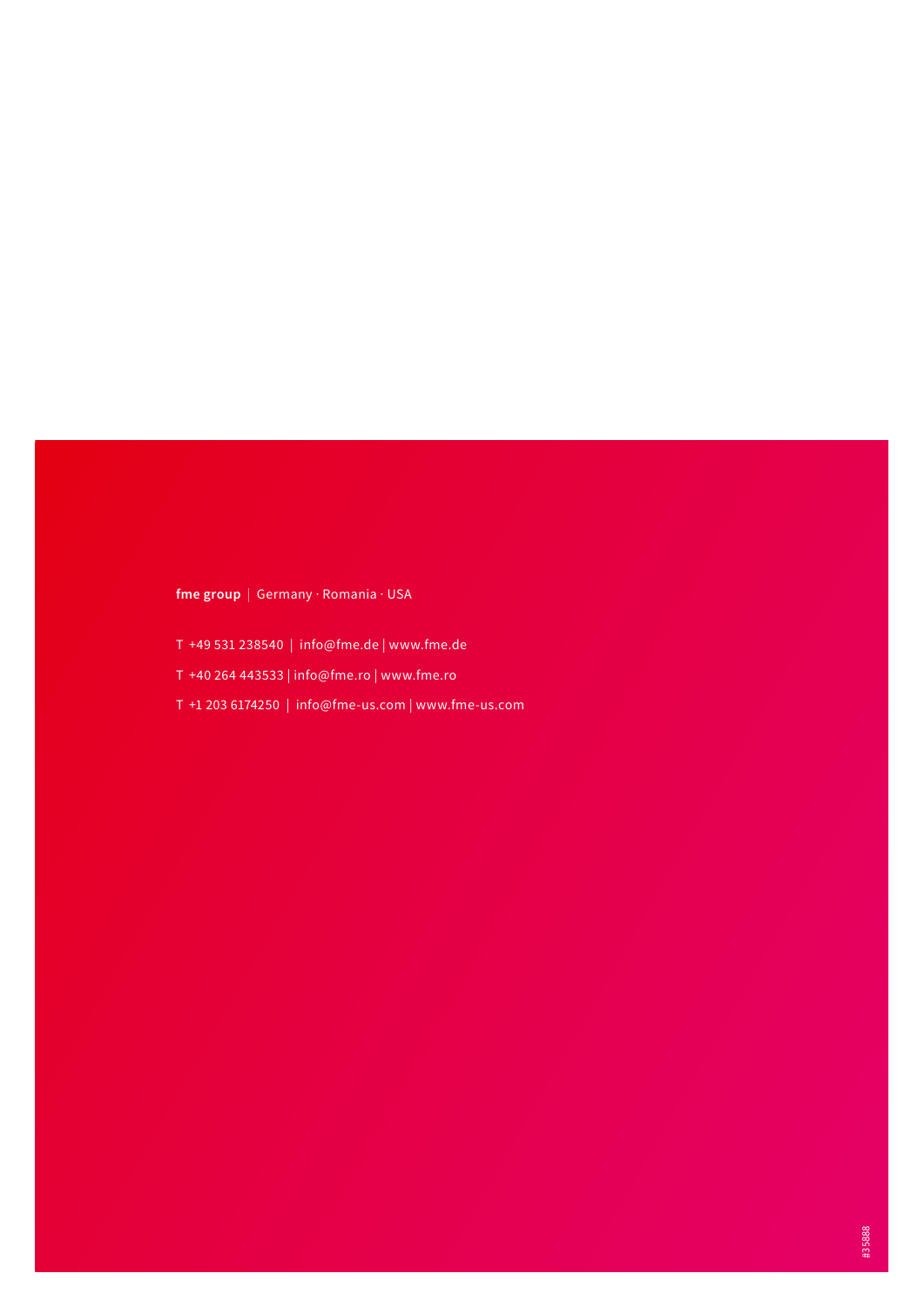**fme group** | Germany · Romania · USA

T +49 531 238540 | info@fme.de | www.fme.de

T +40 264 443533 | info@fme.ro | www.fme.ro

T +1 203 6174250 | info@fme-us.com | www.fme-us.com

#35888